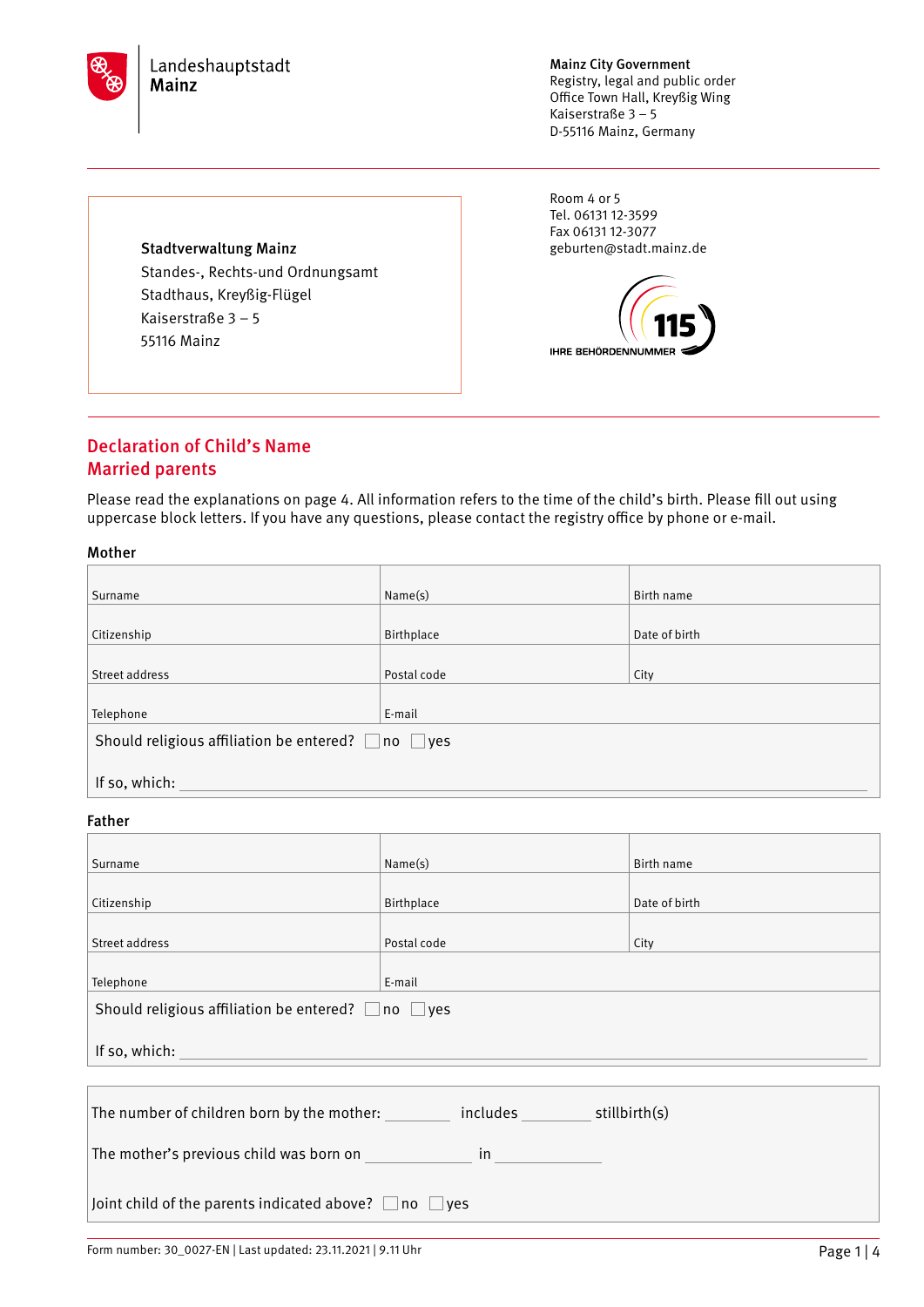Landeshauptstadt
**Mainz**

**Mainz City Government**
Registry, legal and public order
Office Town Hall, Kreyßig Wing
Kaiserstraße 3 – 5
D-55116 Mainz, Germany

**Stadtverwaltung Mainz**
Standes-, Rechts-und Ordnungsamt
Stadthaus, Kreyßig-Flügel
Kaiserstraße 3 – 5
55116 Mainz

Room 4 or 5
Tel. 06131 12-3599
Fax 06131 12-3077
geburten@stadt.mainz.de

115 IHRE BEHÖRDENNUMMER

## Declaration of Child's Name
## Married parents

Please read the explanations on page 4. All information refers to the time of the child's birth. Please fill out using uppercase block letters. If you have any questions, please contact the registry office by phone or e-mail.

### Mother

| Surname | Name(s) | Birth name |
|---|---|---|
| Citizenship | Birthplace | Date of birth |
| Street address | Postal code | City |
| Telephone | E-mail | |

Should religious affiliation be entered? ☐ no ☐ yes

If so, which: ______________________________

### Father

| Surname | Name(s) | Birth name |
|---|---|---|
| Citizenship | Birthplace | Date of birth |
| Street address | Postal code | City |
| Telephone | E-mail | |

Should religious affiliation be entered? ☐ no ☐ yes

If so, which: ______________________________

The number of children born by the mother: ________ includes ________ stillbirth(s)

The mother's previous child was born on ____________ in ____________

Joint child of the parents indicated above? ☐ no ☐ yes

Form number: 30_0027-EN | Last updated: 23.11.2021 | 9.11 Uhr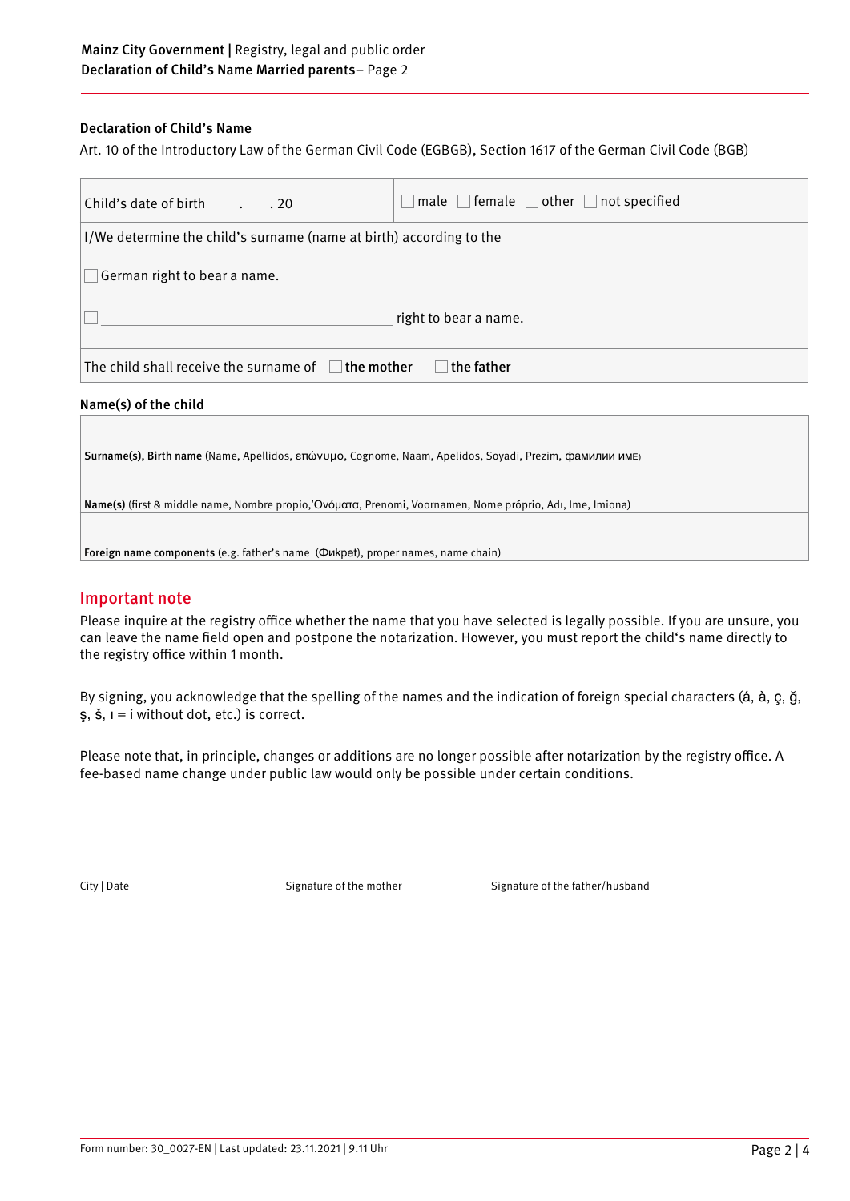## Declaration of Child's Name

Art. 10 of the Introductory Law of the German Civil Code (EGBGB), Section 1617 of the German Civil Code (BGB)

| Child's date of birth ____.____. 20____ | ☐ male ☐ female ☐ other ☐ not specified |
|---|---|
| I/We determine the child's surname (name at birth) according to the | |
| ☐ German right to bear a name. | |
| ☐ ______________________________ right to bear a name. | |
| The child shall receive the surname of ☐ **the mother** ☐ **the father** | |

### Name(s) of the child

| |
|---|
| **Surname(s), Birth name** (Name, Apellidos, επώνυμο, Cognome, Naam, Apelidos, Soyadi, Prezim, фамилии име) |
| **Name(s)** (first & middle name, Nombre propio,'Ονόματα, Prenomi, Voornamen, Nome próprio, Adı, Ime, Imiona) |
| **Foreign name components** (e.g. father's name (Фикреt), proper names, name chain) |

## Important note

Please inquire at the registry office whether the name that you have selected is legally possible. If you are unsure, you can leave the name field open and postpone the notarization. However, you must report the child's name directly to the registry office within 1 month.

By signing, you acknowledge that the spelling of the names and the indication of foreign special characters (á, à, ç, ğ, ş, š, ı = i without dot, etc.) is correct.

Please note that, in principle, changes or additions are no longer possible after notarization by the registry office. A fee-based name change under public law would only be possible under certain conditions.

| City \| Date | Signature of the mother | Signature of the father/husband |
|---|---|---|

Form number: 30_0027-EN | Last updated: 23.11.2021 | 9.11 Uhr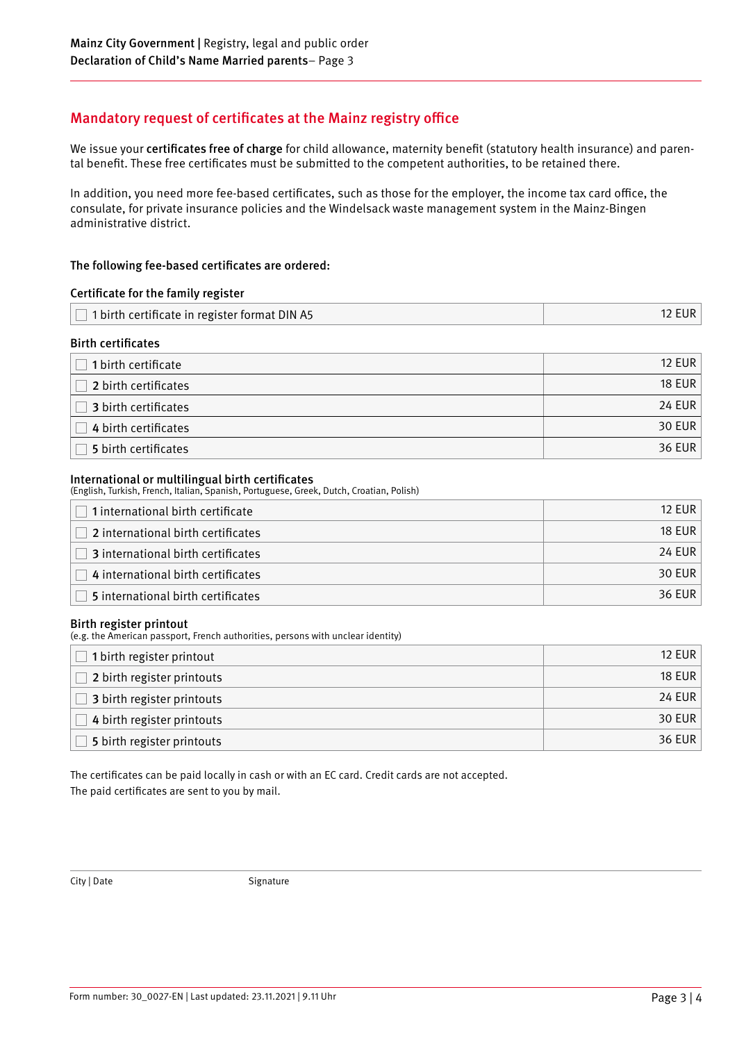## Mandatory request of certificates at the Mainz registry office

We issue your **certificates free of charge** for child allowance, maternity benefit (statutory health insurance) and parental benefit. These free certificates must be submitted to the competent authorities, to be retained there.

In addition, you need more fee-based certificates, such as those for the employer, the income tax card office, the consulate, for private insurance policies and the Windelsack waste management system in the Mainz-Bingen administrative district.

**The following fee-based certificates are ordered:**

**Certificate for the family register**

| | |
|---|---|
| ☐ 1 birth certificate in register format DIN A5 | 12 EUR |

**Birth certificates**

| | |
|---|---|
| ☐ **1** birth certificate | 12 EUR |
| ☐ **2** birth certificates | 18 EUR |
| ☐ **3** birth certificates | 24 EUR |
| ☐ **4** birth certificates | 30 EUR |
| ☐ **5** birth certificates | 36 EUR |

**International or multilingual birth certificates**
(English, Turkish, French, Italian, Spanish, Portuguese, Greek, Dutch, Croatian, Polish)

| | |
|---|---|
| ☐ **1** international birth certificate | 12 EUR |
| ☐ **2** international birth certificates | 18 EUR |
| ☐ **3** international birth certificates | 24 EUR |
| ☐ **4** international birth certificates | 30 EUR |
| ☐ **5** international birth certificates | 36 EUR |

**Birth register printout**
(e.g. the American passport, French authorities, persons with unclear identity)

| | |
|---|---|
| ☐ **1** birth register printout | 12 EUR |
| ☐ **2** birth register printouts | 18 EUR |
| ☐ **3** birth register printouts | 24 EUR |
| ☐ **4** birth register printouts | 30 EUR |
| ☐ **5** birth register printouts | 36 EUR |

The certificates can be paid locally in cash or with an EC card. Credit cards are not accepted.
The paid certificates are sent to you by mail.

City | Date    Signature

Form number: 30_0027-EN | Last updated: 23.11.2021 | 9.11 Uhr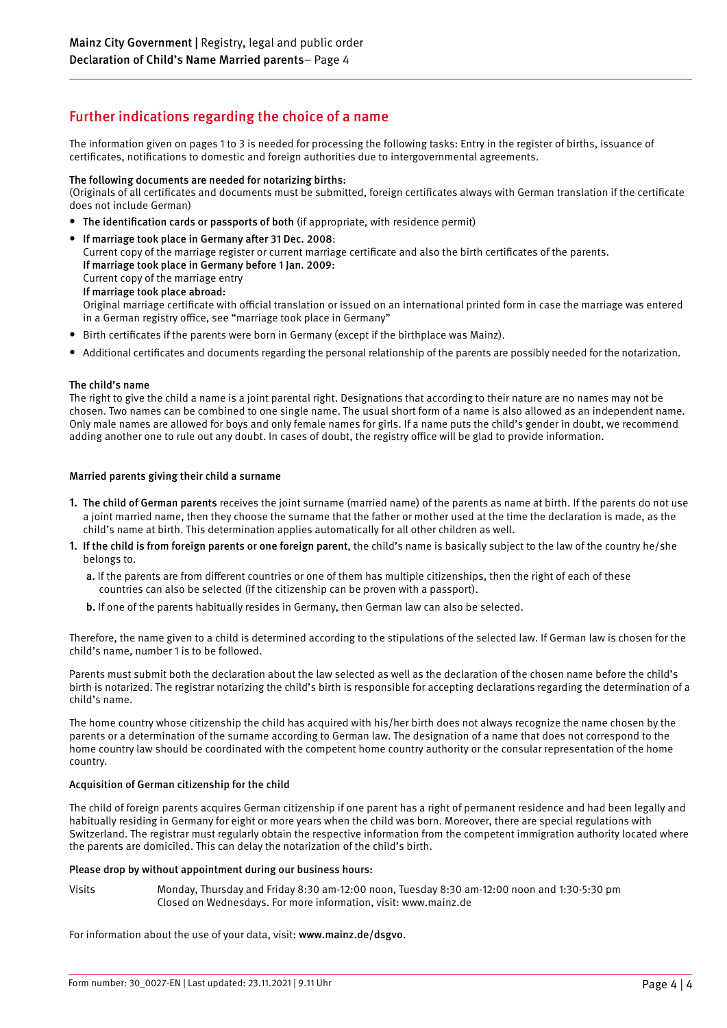## Further indications regarding the choice of a name

The information given on pages 1 to 3 is needed for processing the following tasks: Entry in the register of births, issuance of certificates, notifications to domestic and foreign authorities due to intergovernmental agreements.

**The following documents are needed for notarizing births:**
(Originals of all certificates and documents must be submitted, foreign certificates always with German translation if the certificate does not include German)

- **The identification cards or passports of both** (if appropriate, with residence permit)
- **If marriage took place in Germany after 31 Dec. 2008**:
  Current copy of the marriage register or current marriage certificate and also the birth certificates of the parents.
  **If marriage took place in Germany before 1 Jan. 2009:**
  Current copy of the marriage entry
  **If marriage took place abroad:**
  Original marriage certificate with official translation or issued on an international printed form in case the marriage was entered in a German registry office, see "marriage took place in Germany"
- Birth certificates if the parents were born in Germany (except if the birthplace was Mainz).
- Additional certificates and documents regarding the personal relationship of the parents are possibly needed for the notarization.

**The child's name**
The right to give the child a name is a joint parental right. Designations that according to their nature are no names may not be chosen. Two names can be combined to one single name. The usual short form of a name is also allowed as an independent name. Only male names are allowed for boys and only female names for girls. If a name puts the child's gender in doubt, we recommend adding another one to rule out any doubt. In cases of doubt, the registry office will be glad to provide information.

**Married parents giving their child a surname**

1. **The child of German parents** receives the joint surname (married name) of the parents as name at birth. If the parents do not use a joint married name, then they choose the surname that the father or mother used at the time the declaration is made, as the child's name at birth. This determination applies automatically for all other children as well.
1. **If the child is from foreign parents or one foreign parent**, the child's name is basically subject to the law of the country he/she belongs to.
   **a.** If the parents are from different countries or one of them has multiple citizenships, then the right of each of these countries can also be selected (if the citizenship can be proven with a passport).
   **b.** If one of the parents habitually resides in Germany, then German law can also be selected.

Therefore, the name given to a child is determined according to the stipulations of the selected law. If German law is chosen for the child's name, number 1 is to be followed.

Parents must submit both the declaration about the law selected as well as the declaration of the chosen name before the child's birth is notarized. The registrar notarizing the child's birth is responsible for accepting declarations regarding the determination of a child's name.

The home country whose citizenship the child has acquired with his/her birth does not always recognize the name chosen by the parents or a determination of the surname according to German law. The designation of a name that does not correspond to the home country law should be coordinated with the competent home country authority or the consular representation of the home country.

**Acquisition of German citizenship for the child**

The child of foreign parents acquires German citizenship if one parent has a right of permanent residence and had been legally and habitually residing in Germany for eight or more years when the child was born. Moreover, there are special regulations with Switzerland. The registrar must regularly obtain the respective information from the competent immigration authority located where the parents are domiciled. This can delay the notarization of the child's birth.

**Please drop by without appointment during our business hours:**

| | |
|---|---|
| Visits | Monday, Thursday and Friday 8:30 am-12:00 noon, Tuesday 8:30 am-12:00 noon and 1:30-5:30 pm<br>Closed on Wednesdays. For more information, visit: www.mainz.de |

For information about the use of your data, visit: **www.mainz.de/dsgvo**.

Form number: 30_0027-EN | Last updated: 23.11.2021 | 9.11 Uhr